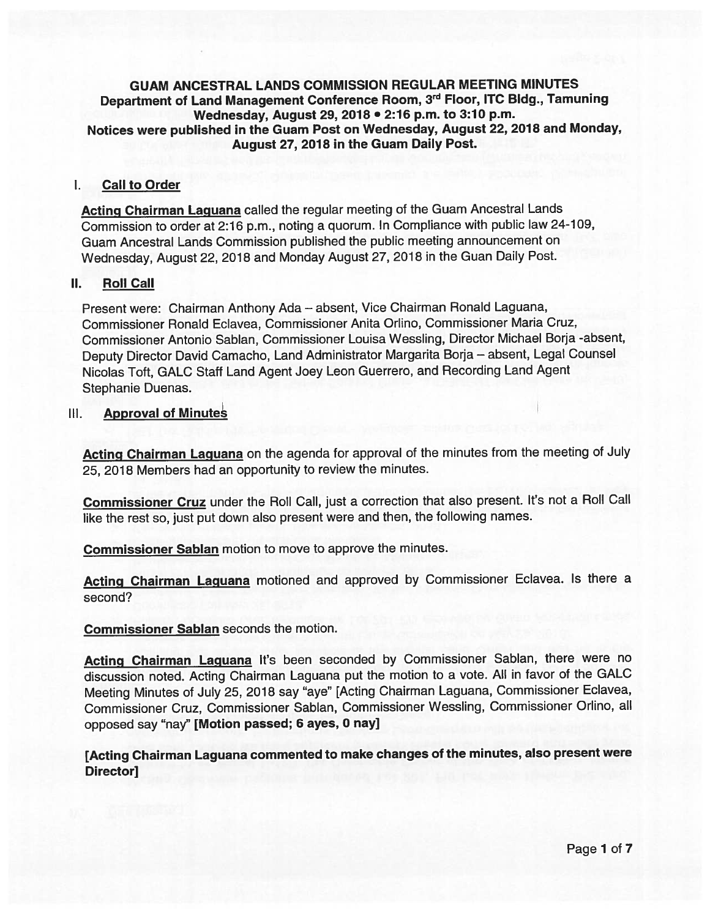# GUAM ANCESTRAL LANDS COMMISSION REGULAR MEETING MINUTES

**Department of Land Management Conference Room, 3rd Floor, ITC Bldg., Tamuning**
**Wednesday, August 29, 2018 • 2:16 p.m. to 3:10 p.m.**
**Notices were published in the Guam Post on Wednesday, August 22, 2018 and Monday, August 27, 2018 in the Guam Daily Post.**

## I. Call to Order

**Acting Chairman Laguana** called the regular meeting of the Guam Ancestral Lands Commission to order at 2:16 p.m., noting a quorum. In Compliance with public law 24-109, Guam Ancestral Lands Commission published the public meeting announcement on Wednesday, August 22, 2018 and Monday August 27, 2018 in the Guan Daily Post.

## II. Roll Call

Present were: Chairman Anthony Ada – absent, Vice Chairman Ronald Laguana, Commissioner Ronald Eclavea, Commissioner Anita Orlino, Commissioner Maria Cruz, Commissioner Antonio Sablan, Commissioner Louisa Wessling, Director Michael Borja -absent, Deputy Director David Camacho, Land Administrator Margarita Borja – absent, Legal Counsel Nicolas Toft, GALC Staff Land Agent Joey Leon Guerrero, and Recording Land Agent Stephanie Duenas.

## III. Approval of Minutes

**Acting Chairman Laguana** on the agenda for approval of the minutes from the meeting of July 25, 2018 Members had an opportunity to review the minutes.

**Commissioner Cruz** under the Roll Call, just a correction that also present. It's not a Roll Call like the rest so, just put down also present were and then, the following names.

**Commissioner Sablan** motion to move to approve the minutes.

**Acting Chairman Laguana** motioned and approved by Commissioner Eclavea. Is there a second?

**Commissioner Sablan** seconds the motion.

**Acting Chairman Laguana** It's been seconded by Commissioner Sablan, there were no discussion noted. Acting Chairman Laguana put the motion to a vote. All in favor of the GALC Meeting Minutes of July 25, 2018 say "aye" [Acting Chairman Laguana, Commissioner Eclavea, Commissioner Cruz, Commissioner Sablan, Commissioner Wessling, Commissioner Orlino, all opposed say "nay" **[Motion passed; 6 ayes, 0 nay]**

**[Acting Chairman Laguana commented to make changes of the minutes, also present were Director]**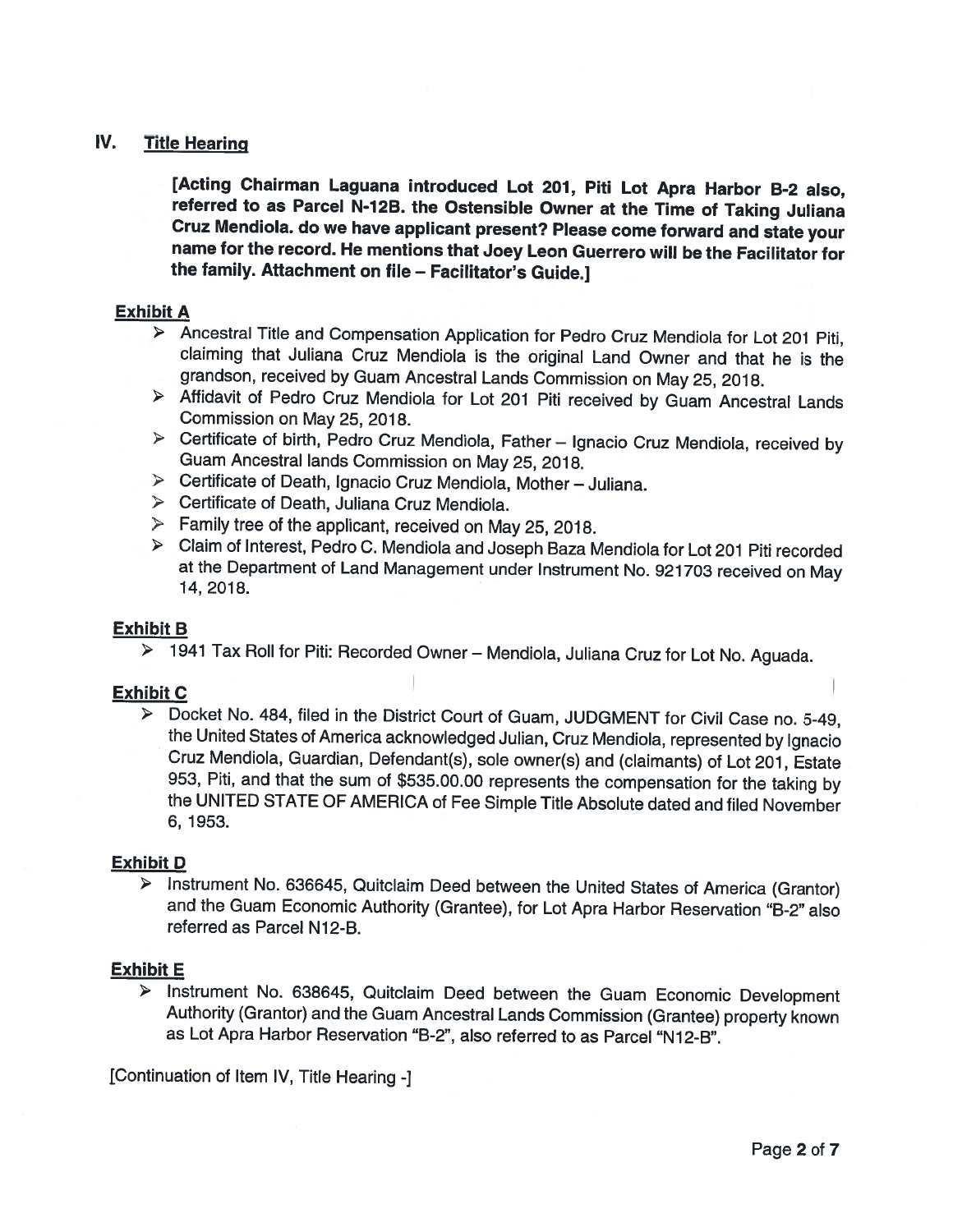## IV. Title Hearing

**[Acting Chairman Laguana introduced Lot 201, Piti Lot Apra Harbor B-2 also, referred to as Parcel N-12B. the Ostensible Owner at the Time of Taking Juliana Cruz Mendiola. do we have applicant present? Please come forward and state your name for the record. He mentions that Joey Leon Guerrero will be the Facilitator for the family. Attachment on file – Facilitator's Guide.]**

### Exhibit A

- Ancestral Title and Compensation Application for Pedro Cruz Mendiola for Lot 201 Piti, claiming that Juliana Cruz Mendiola is the original Land Owner and that he is the grandson, received by Guam Ancestral Lands Commission on May 25, 2018.
- Affidavit of Pedro Cruz Mendiola for Lot 201 Piti received by Guam Ancestral Lands Commission on May 25, 2018.
- Certificate of birth, Pedro Cruz Mendiola, Father – Ignacio Cruz Mendiola, received by Guam Ancestral lands Commission on May 25, 2018.
- Certificate of Death, Ignacio Cruz Mendiola, Mother – Juliana.
- Certificate of Death, Juliana Cruz Mendiola.
- Family tree of the applicant, received on May 25, 2018.
- Claim of Interest, Pedro C. Mendiola and Joseph Baza Mendiola for Lot 201 Piti recorded at the Department of Land Management under Instrument No. 921703 received on May 14, 2018.

### Exhibit B

- 1941 Tax Roll for Piti: Recorded Owner – Mendiola, Juliana Cruz for Lot No. Aguada.

### Exhibit C

- Docket No. 484, filed in the District Court of Guam, JUDGMENT for Civil Case no. 5-49, the United States of America acknowledged Julian, Cruz Mendiola, represented by Ignacio Cruz Mendiola, Guardian, Defendant(s), sole owner(s) and (claimants) of Lot 201, Estate 953, Piti, and that the sum of $535.00.00 represents the compensation for the taking by the UNITED STATE OF AMERICA of Fee Simple Title Absolute dated and filed November 6, 1953.

### Exhibit D

- Instrument No. 636645, Quitclaim Deed between the United States of America (Grantor) and the Guam Economic Authority (Grantee), for Lot Apra Harbor Reservation "B-2" also referred as Parcel N12-B.

### Exhibit E

- Instrument No. 638645, Quitclaim Deed between the Guam Economic Development Authority (Grantor) and the Guam Ancestral Lands Commission (Grantee) property known as Lot Apra Harbor Reservation "B-2", also referred to as Parcel "N12-B".

[Continuation of Item IV, Title Hearing -]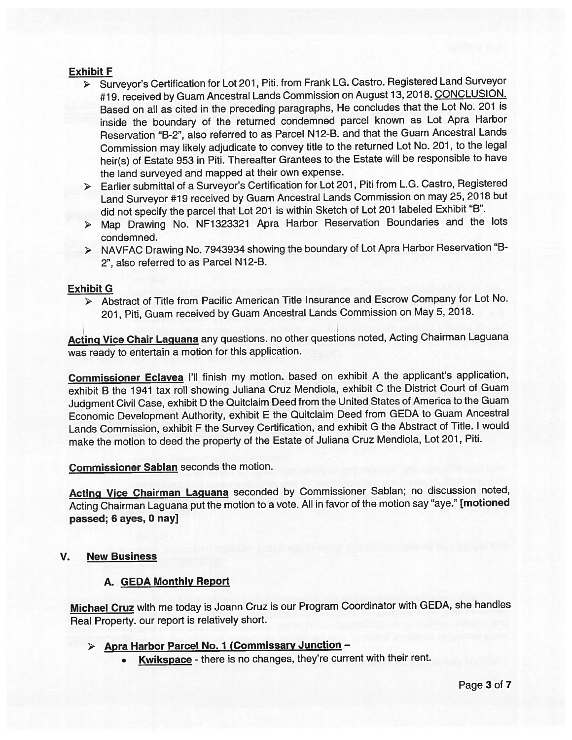**Exhibit F**

- Surveyor's Certification for Lot 201, Piti. from Frank LG. Castro. Registered Land Surveyor #19. received by Guam Ancestral Lands Commission on August 13, 2018. CONCLUSION. Based on all as cited in the preceding paragraphs, He concludes that the Lot No. 201 is inside the boundary of the returned condemned parcel known as Lot Apra Harbor Reservation "B-2", also referred to as Parcel N12-B. and that the Guam Ancestral Lands Commission may likely adjudicate to convey title to the returned Lot No. 201, to the legal heir(s) of Estate 953 in Piti. Thereafter Grantees to the Estate will be responsible to have the land surveyed and mapped at their own expense.
- Earlier submittal of a Surveyor's Certification for Lot 201, Piti from L.G. Castro, Registered Land Surveyor #19 received by Guam Ancestral Lands Commission on may 25, 2018 but did not specify the parcel that Lot 201 is within Sketch of Lot 201 labeled Exhibit "B".
- Map Drawing No. NF1323321 Apra Harbor Reservation Boundaries and the lots condemned.
- NAVFAC Drawing No. 7943934 showing the boundary of Lot Apra Harbor Reservation "B-2", also referred to as Parcel N12-B.

**Exhibit G**

- Abstract of Title from Pacific American Title Insurance and Escrow Company for Lot No. 201, Piti, Guam received by Guam Ancestral Lands Commission on May 5, 2018.

**Acting Vice Chair Laguana** any questions. no other questions noted, Acting Chairman Laguana was ready to entertain a motion for this application.

**Commissioner Eclavea** I'll finish my motion. based on exhibit A the applicant's application, exhibit B the 1941 tax roll showing Juliana Cruz Mendiola, exhibit C the District Court of Guam Judgment Civil Case, exhibit D the Quitclaim Deed from the United States of America to the Guam Economic Development Authority, exhibit E the Quitclaim Deed from GEDA to Guam Ancestral Lands Commission, exhibit F the Survey Certification, and exhibit G the Abstract of Title. I would make the motion to deed the property of the Estate of Juliana Cruz Mendiola, Lot 201, Piti.

**Commissioner Sablan** seconds the motion.

**Acting Vice Chairman Laguana** seconded by Commissioner Sablan; no discussion noted, Acting Chairman Laguana put the motion to a vote. All in favor of the motion say "aye." **[motioned passed; 6 ayes, 0 nay]**

## V. New Business

### A. GEDA Monthly Report

**Michael Cruz** with me today is Joann Cruz is our Program Coordinator with GEDA, she handles Real Property. our report is relatively short.

- **Apra Harbor Parcel No. 1 (Commissary Junction** –
  - **Kwikspace** - there is no changes, they're current with their rent.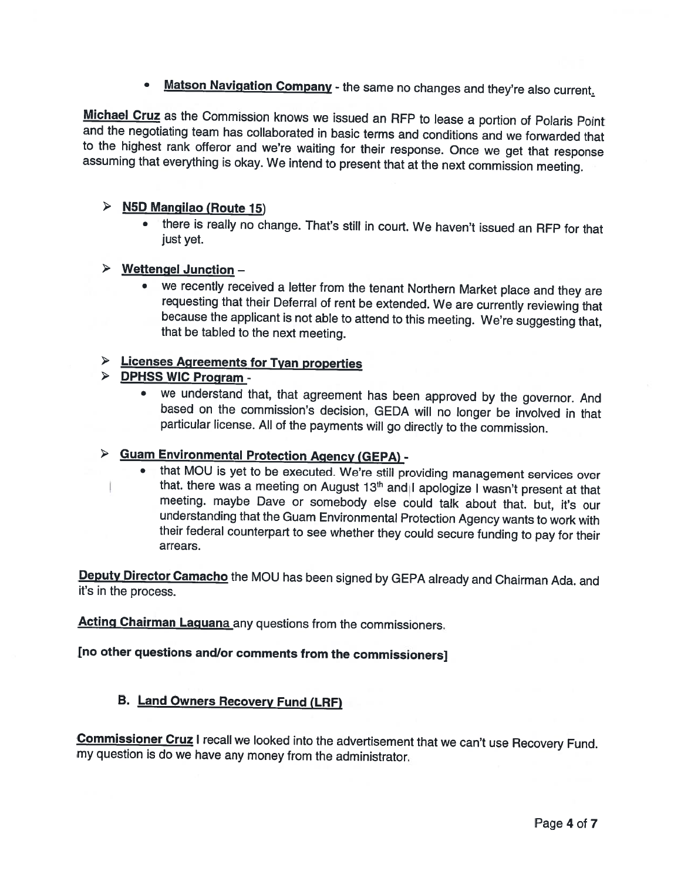- **Matson Navigation Company** - the same no changes and they're also current.

**Michael Cruz** as the Commission knows we issued an RFP to lease a portion of Polaris Point and the negotiating team has collaborated in basic terms and conditions and we forwarded that to the highest rank offeror and we're waiting for their response. Once we get that response assuming that everything is okay. We intend to present that at the next commission meeting.

- **N5D Mangilao (Route 15)**
  - there is really no change. That's still in court. We haven't issued an RFP for that just yet.

- **Wettengel Junction** –
  - we recently received a letter from the tenant Northern Market place and they are requesting that their Deferral of rent be extended. We are currently reviewing that because the applicant is not able to attend to this meeting. We're suggesting that, that be tabled to the next meeting.

- **Licenses Agreements for Tyan properties**
- **DPHSS WIC Program** -
  - we understand that, that agreement has been approved by the governor. And based on the commission's decision, GEDA will no longer be involved in that particular license. All of the payments will go directly to the commission.

- **Guam Environmental Protection Agency (GEPA)** -
  - that MOU is yet to be executed. We're still providing management services over that. there was a meeting on August 13th and I apologize I wasn't present at that meeting. maybe Dave or somebody else could talk about that. but, it's our understanding that the Guam Environmental Protection Agency wants to work with their federal counterpart to see whether they could secure funding to pay for their arrears.

**Deputy Director Camacho** the MOU has been signed by GEPA already and Chairman Ada. and it's in the process.

**Acting Chairman Laguana** any questions from the commissioners.

**[no other questions and/or comments from the commissioners]**

### B. Land Owners Recovery Fund (LRF)

**Commissioner Cruz** I recall we looked into the advertisement that we can't use Recovery Fund. my question is do we have any money from the administrator.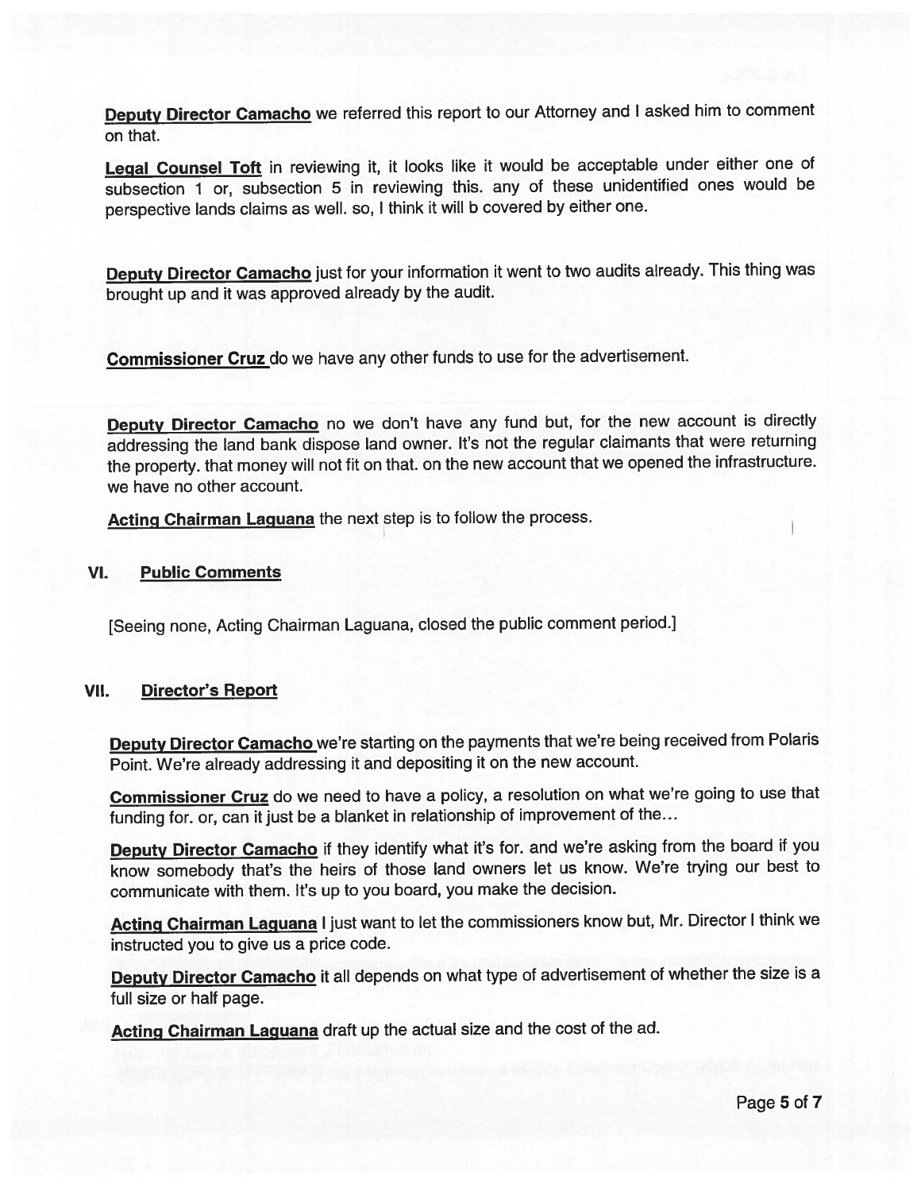**Deputy Director Camacho** we referred this report to our Attorney and I asked him to comment on that.

**Legal Counsel Toft** in reviewing it, it looks like it would be acceptable under either one of subsection 1 or, subsection 5 in reviewing this. any of these unidentified ones would be perspective lands claims as well. so, I think it will b covered by either one.

**Deputy Director Camacho** just for your information it went to two audits already. This thing was brought up and it was approved already by the audit.

**Commissioner Cruz** do we have any other funds to use for the advertisement.

**Deputy Director Camacho** no we don't have any fund but, for the new account is directly addressing the land bank dispose land owner. It's not the regular claimants that were returning the property. that money will not fit on that. on the new account that we opened the infrastructure. we have no other account.

**Acting Chairman Laguana** the next step is to follow the process.

## VI. Public Comments

[Seeing none, Acting Chairman Laguana, closed the public comment period.]

## VII. Director's Report

**Deputy Director Camacho** we're starting on the payments that we're being received from Polaris Point. We're already addressing it and depositing it on the new account.

**Commissioner Cruz** do we need to have a policy, a resolution on what we're going to use that funding for. or, can it just be a blanket in relationship of improvement of the…

**Deputy Director Camacho** if they identify what it's for. and we're asking from the board if you know somebody that's the heirs of those land owners let us know. We're trying our best to communicate with them. It's up to you board, you make the decision.

**Acting Chairman Laguana** I just want to let the commissioners know but, Mr. Director I think we instructed you to give us a price code.

**Deputy Director Camacho** it all depends on what type of advertisement of whether the size is a full size or half page.

**Acting Chairman Laguana** draft up the actual size and the cost of the ad.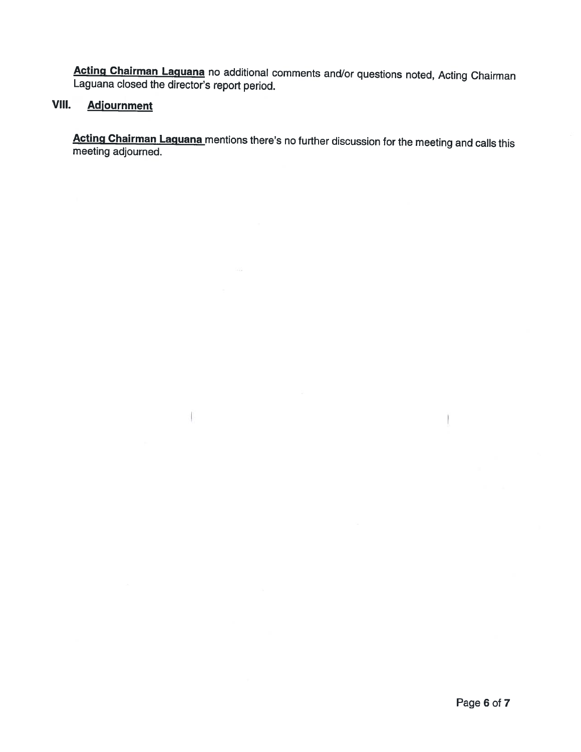**Acting Chairman Laguana** no additional comments and/or questions noted, Acting Chairman Laguana closed the director's report period.

## VIII. Adjournment

**Acting Chairman Laguana** mentions there's no further discussion for the meeting and calls this meeting adjourned.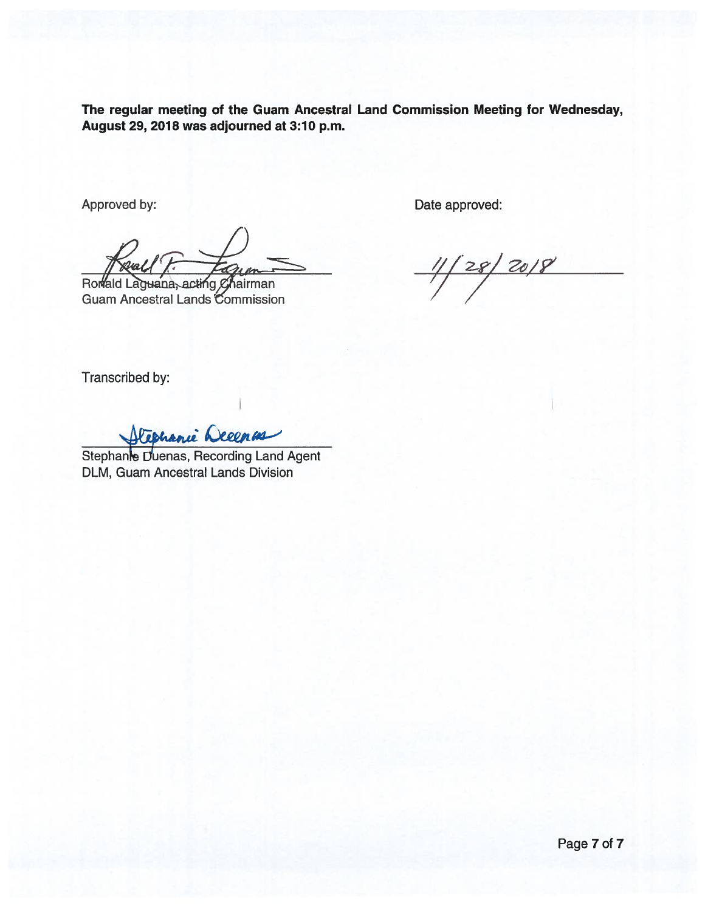**The regular meeting of the Guam Ancestral Land Commission Meeting for Wednesday, August 29, 2018 was adjourned at 3:10 p.m.**

Approved by:

Ronald Laguana, acting Chairman
Guam Ancestral Lands Commission

Date approved:

11/28/2018

Transcribed by:

Stephanie Duenas, Recording Land Agent
DLM, Guam Ancestral Lands Division